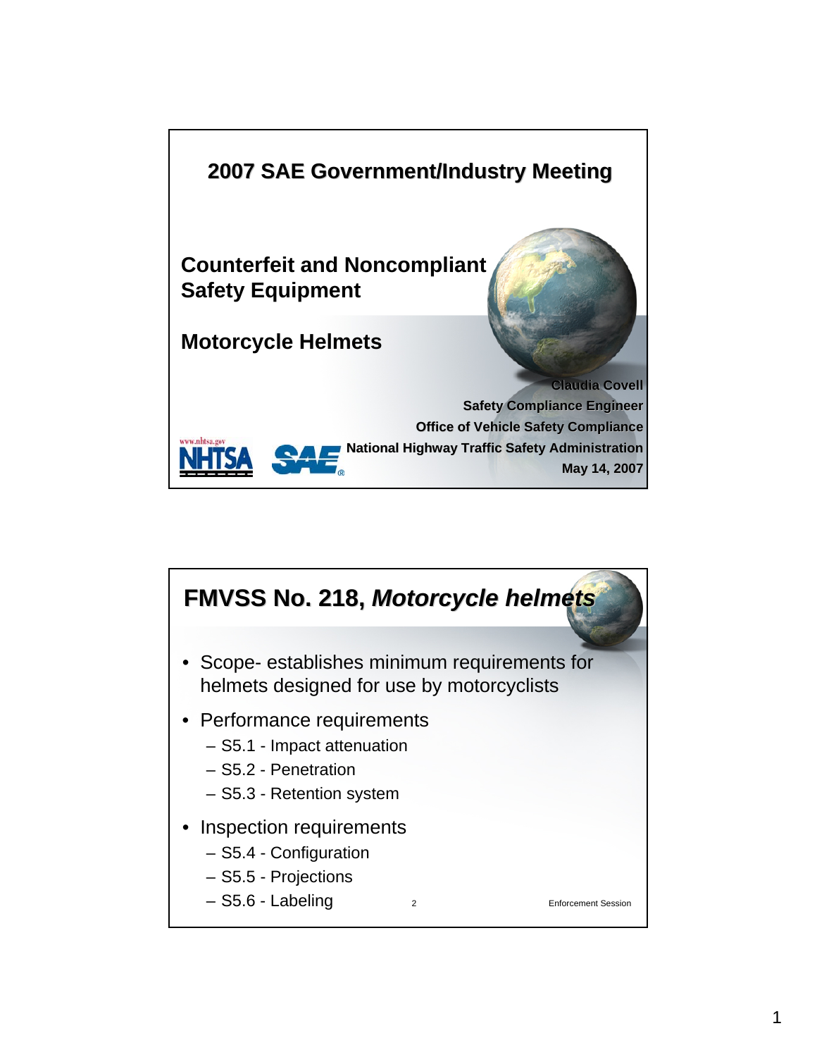# 2007 SAE Government/Industry Meeting

## Counterfeit and Noncompliant Safety Equipment

## Motorcycle Helmets

**Claudia Covell**
**Safety Compliance Engineer**
**Office of Vehicle Safety Compliance**
**National Highway Traffic Safety Administration**
**May 14, 2007**

www.nhtsa.gov NHTSA SAE

---

# FMVSS No. 218, *Motorcycle helmets*

- Scope- establishes minimum requirements for helmets designed for use by motorcyclists
- Performance requirements
  - S5.1 - Impact attenuation
  - S5.2 - Penetration
  - S5.3 - Retention system
- Inspection requirements
  - S5.4 - Configuration
  - S5.5 - Projections
  - S5.6 - Labeling

2

Enforcement Session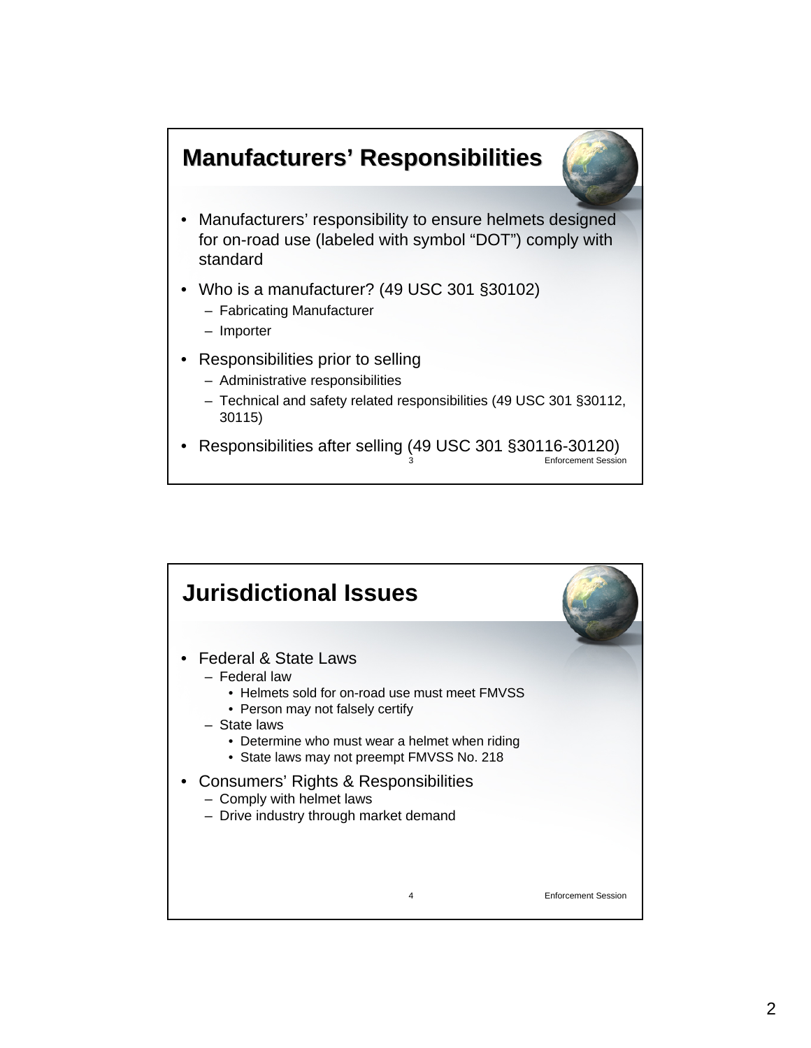## Manufacturers' Responsibilities

- Manufacturers' responsibility to ensure helmets designed for on-road use (labeled with symbol "DOT") comply with standard
- Who is a manufacturer? (49 USC 301 §30102)
  - Fabricating Manufacturer
  - Importer
- Responsibilities prior to selling
  - Administrative responsibilities
  - Technical and safety related responsibilities (49 USC 301 §30112, 30115)
- Responsibilities after selling (49 USC 301 §30116-30120)

## Jurisdictional Issues

- Federal & State Laws
  - Federal law
    - Helmets sold for on-road use must meet FMVSS
    - Person may not falsely certify
  - State laws
    - Determine who must wear a helmet when riding
    - State laws may not preempt FMVSS No. 218
- Consumers' Rights & Responsibilities
  - Comply with helmet laws
  - Drive industry through market demand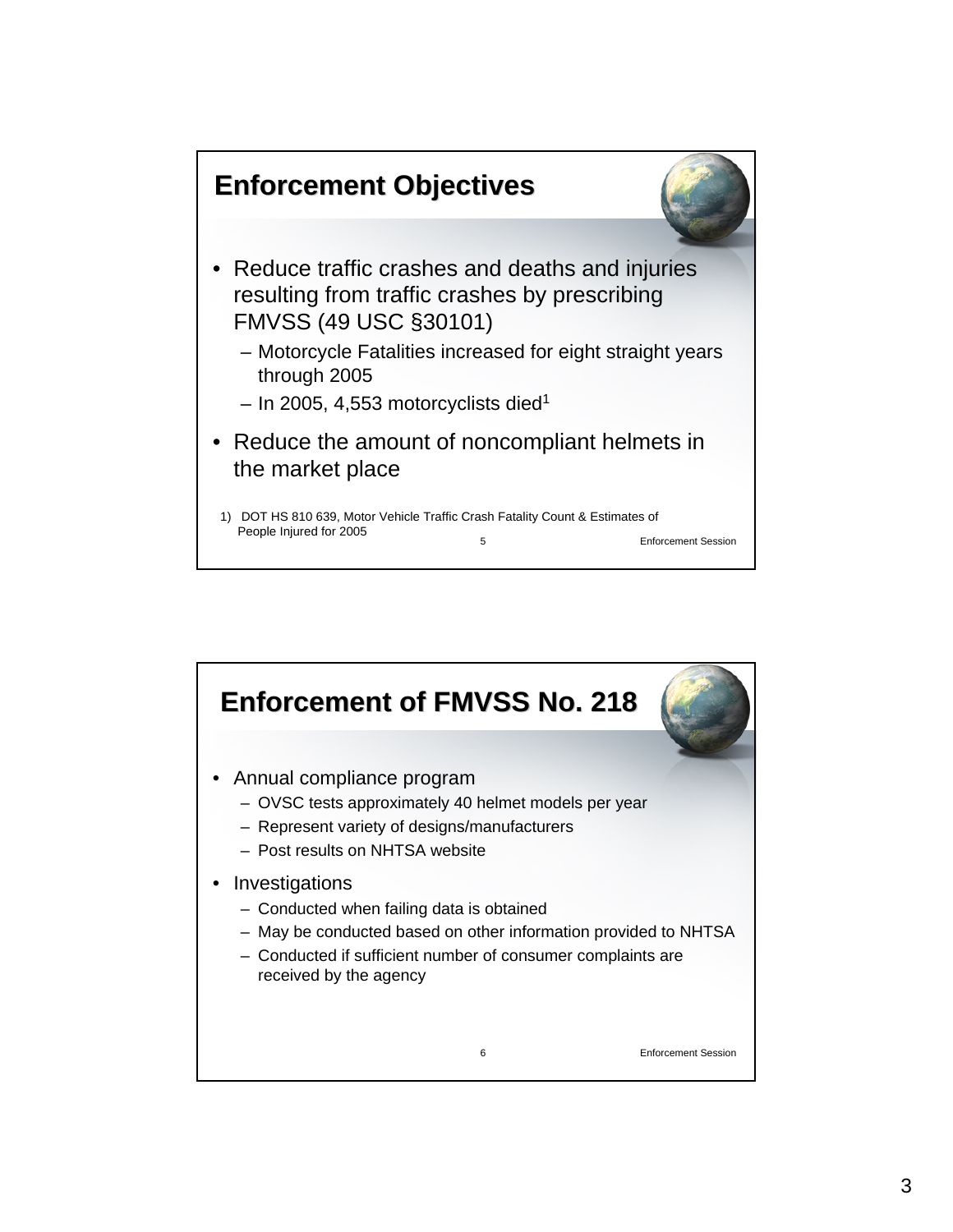## Enforcement Objectives

- Reduce traffic crashes and deaths and injuries resulting from traffic crashes by prescribing FMVSS (49 USC §30101)
  - Motorcycle Fatalities increased for eight straight years through 2005
  - In 2005, 4,553 motorcyclists died[1]
- Reduce the amount of noncompliant helmets in the market place

1) DOT HS 810 639, Motor Vehicle Traffic Crash Fatality Count & Estimates of People Injured for 2005

## Enforcement of FMVSS No. 218

- Annual compliance program
  - OVSC tests approximately 40 helmet models per year
  - Represent variety of designs/manufacturers
  - Post results on NHTSA website
- Investigations
  - Conducted when failing data is obtained
  - May be conducted based on other information provided to NHTSA
  - Conducted if sufficient number of consumer complaints are received by the agency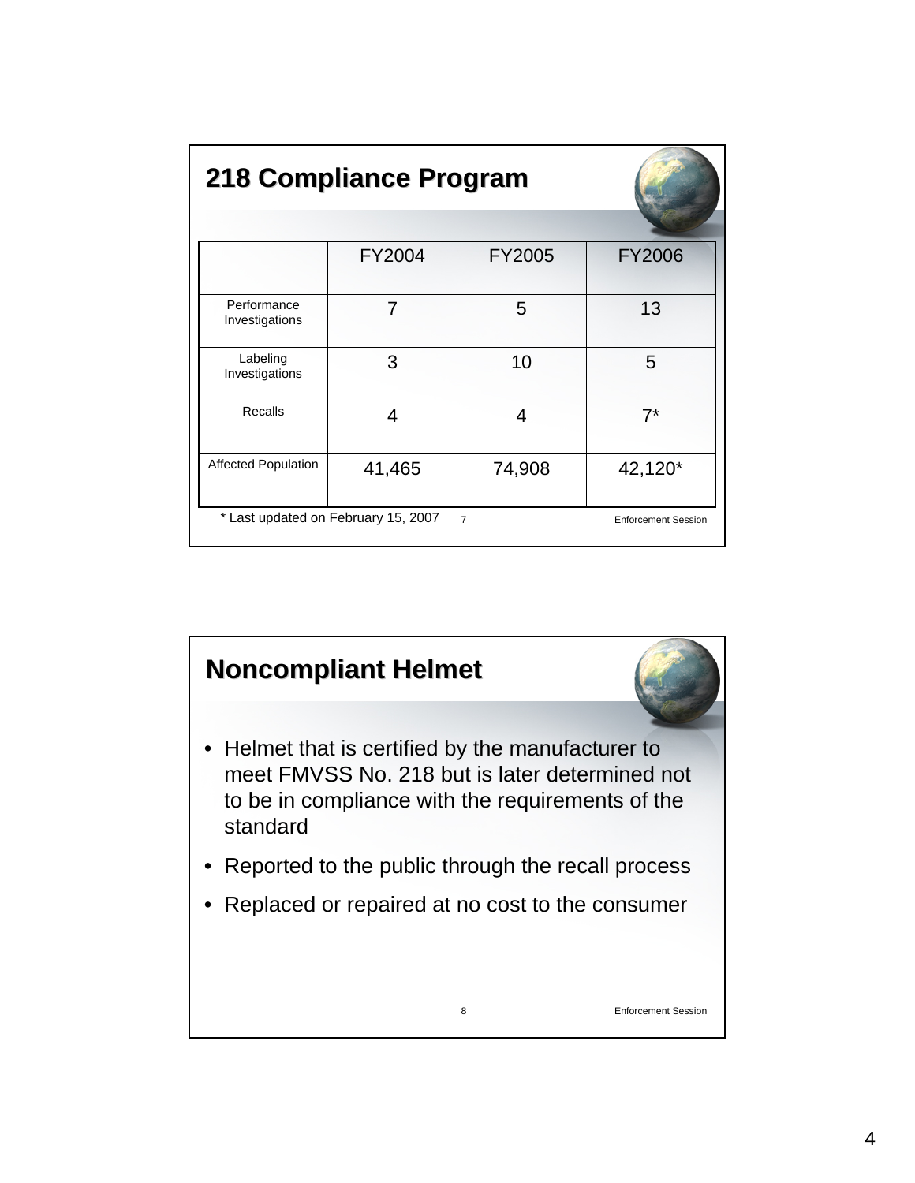## 218 Compliance Program

| | FY2004 | FY2005 | FY2006 |
|---|---|---|---|
| Performance Investigations | 7 | 5 | 13 |
| Labeling Investigations | 3 | 10 | 5 |
| Recalls | 4 | 4 | 7* |
| Affected Population | 41,465 | 74,908 | 42,120* |

* Last updated on February 15, 2007

## Noncompliant Helmet

- Helmet that is certified by the manufacturer to meet FMVSS No. 218 but is later determined not to be in compliance with the requirements of the standard
- Reported to the public through the recall process
- Replaced or repaired at no cost to the consumer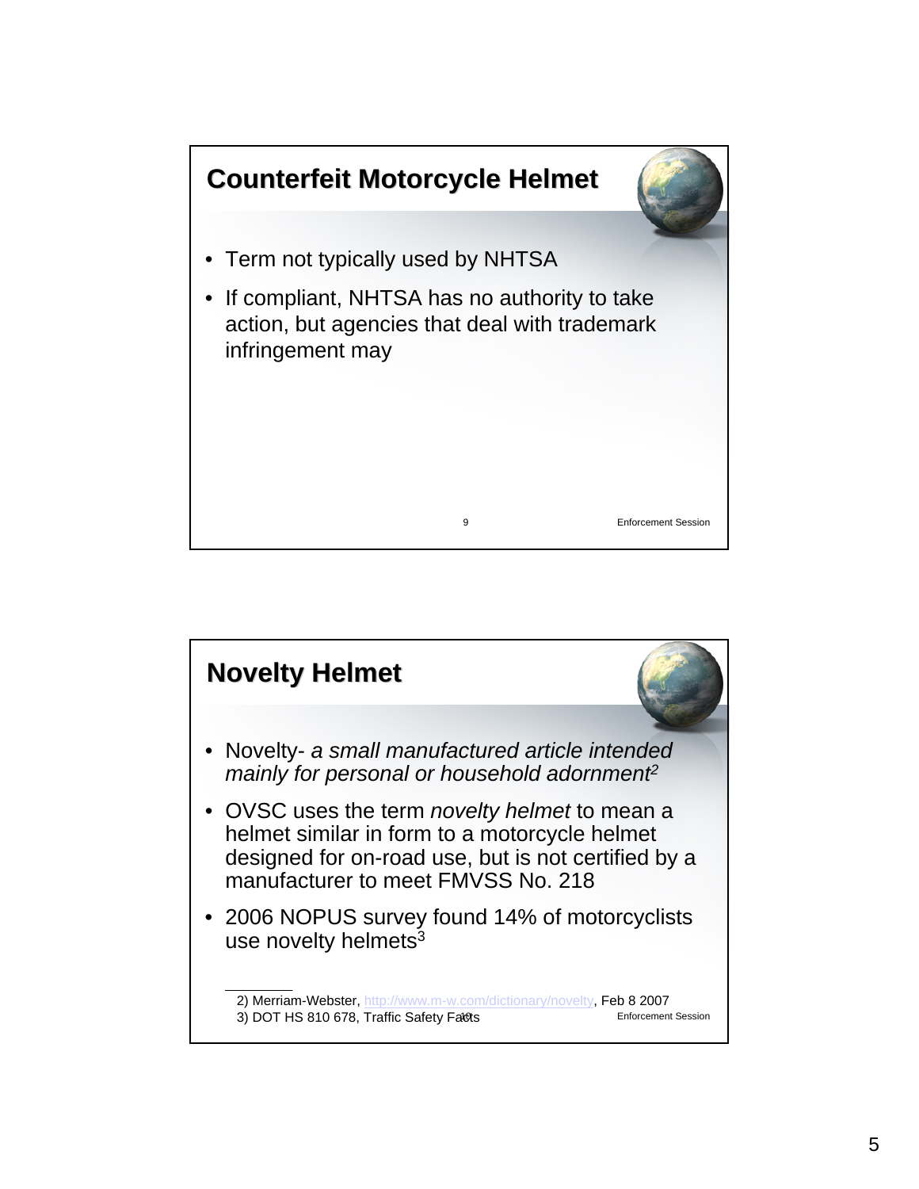## Counterfeit Motorcycle Helmet

- Term not typically used by NHTSA
- If compliant, NHTSA has no authority to take action, but agencies that deal with trademark infringement may

## Novelty Helmet

- Novelty- *a small manufactured article intended mainly for personal or household adornment*[2]
- OVSC uses the term *novelty helmet* to mean a helmet similar in form to a motorcycle helmet designed for on-road use, but is not certified by a manufacturer to meet FMVSS No. 218
- 2006 NOPUS survey found 14% of motorcyclists use novelty helmets[3]

2) Merriam-Webster, http://www.m-w.com/dictionary/novelty, Feb 8 2007
3) DOT HS 810 678, Traffic Safety Facts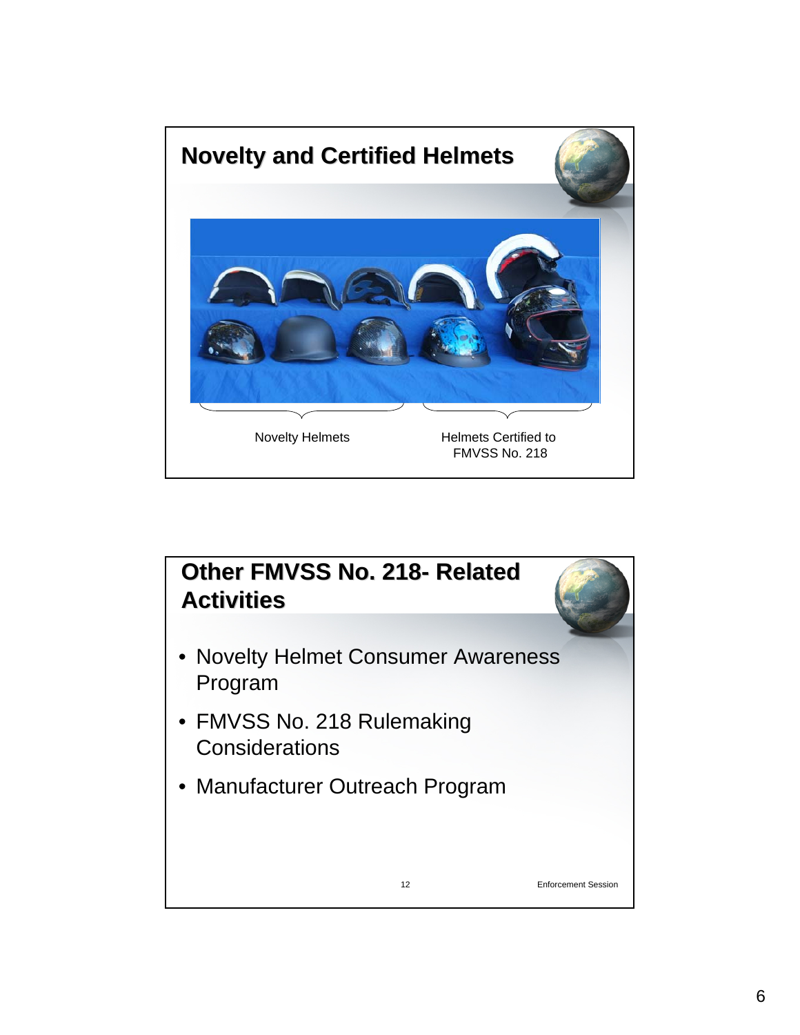## Novelty and Certified Helmets

Novelty Helmets

Helmets Certified to FMVSS No. 218

## Other FMVSS No. 218- Related Activities

- Novelty Helmet Consumer Awareness Program
- FMVSS No. 218 Rulemaking Considerations
- Manufacturer Outreach Program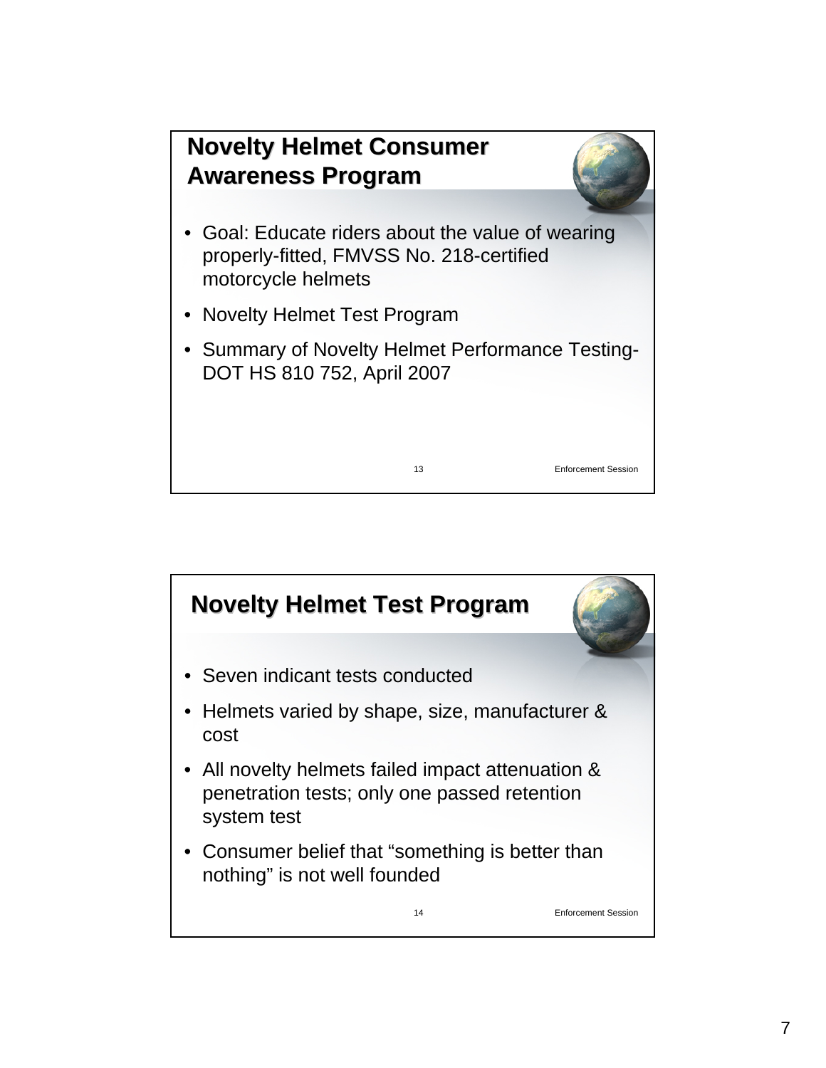## Novelty Helmet Consumer Awareness Program

- Goal: Educate riders about the value of wearing properly-fitted, FMVSS No. 218-certified motorcycle helmets
- Novelty Helmet Test Program
- Summary of Novelty Helmet Performance Testing- DOT HS 810 752, April 2007

## Novelty Helmet Test Program

- Seven indicant tests conducted
- Helmets varied by shape, size, manufacturer & cost
- All novelty helmets failed impact attenuation & penetration tests; only one passed retention system test
- Consumer belief that "something is better than nothing" is not well founded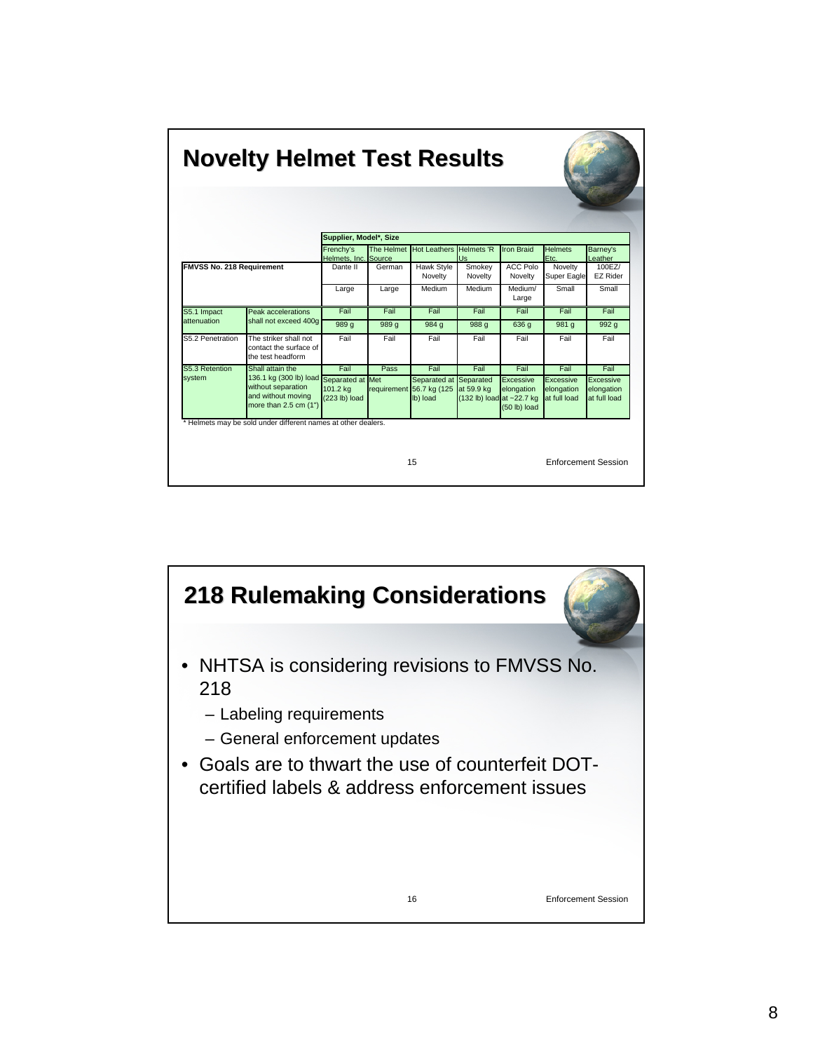## Novelty Helmet Test Results

| FMVSS No. 218 Requirement | | Supplier, Model*, Size | | | | | | |
|---|---|---|---|---|---|---|---|---|
| | | Frenchy's Helmets, Inc. | The Helmet Source | Hot Leathers | Helmets 'R Us | Iron Braid | Helmets Etc. | Barney's Leather |
| | | Dante II | German | Hawk Style Novelty | Smokey Novelty | ACC Polo Novelty | Novelty Super Eagle | 100EZ/ EZ Rider |
| | | Large | Large | Medium | Medium | Medium/ Large | Small | Small |
| S5.1 Impact attenuation | Peak accelerations shall not exceed 400g | Fail | Fail | Fail | Fail | Fail | Fail | Fail |
| | | 989 g | 989 g | 984 g | 988 g | 636 g | 981 g | 992 g |
| S5.2 Penetration | The striker shall not contact the surface of the test headform | Fail | Fail | Fail | Fail | Fail | Fail | Fail |
| S5.3 Retention system | Shall attain the 136.1 kg (300 lb) load without separation and without moving more than 2.5 cm (1") | Fail | Pass | Fail | Fail | Fail | Fail | Fail |
| | | Separated at 101.2 kg (223 lb) load | Met requirement | Separated at 56.7 kg (125 lb) load | Separated at 59.9 kg (132 lb) load | Excessive elongation at ~22.7 kg (50 lb) load | Excessive elongation at full load | Excessive elongation at full load |

\* Helmets may be sold under different names at other dealers.

## 218 Rulemaking Considerations

- NHTSA is considering revisions to FMVSS No. 218
  - Labeling requirements
  - General enforcement updates
- Goals are to thwart the use of counterfeit DOT-certified labels & address enforcement issues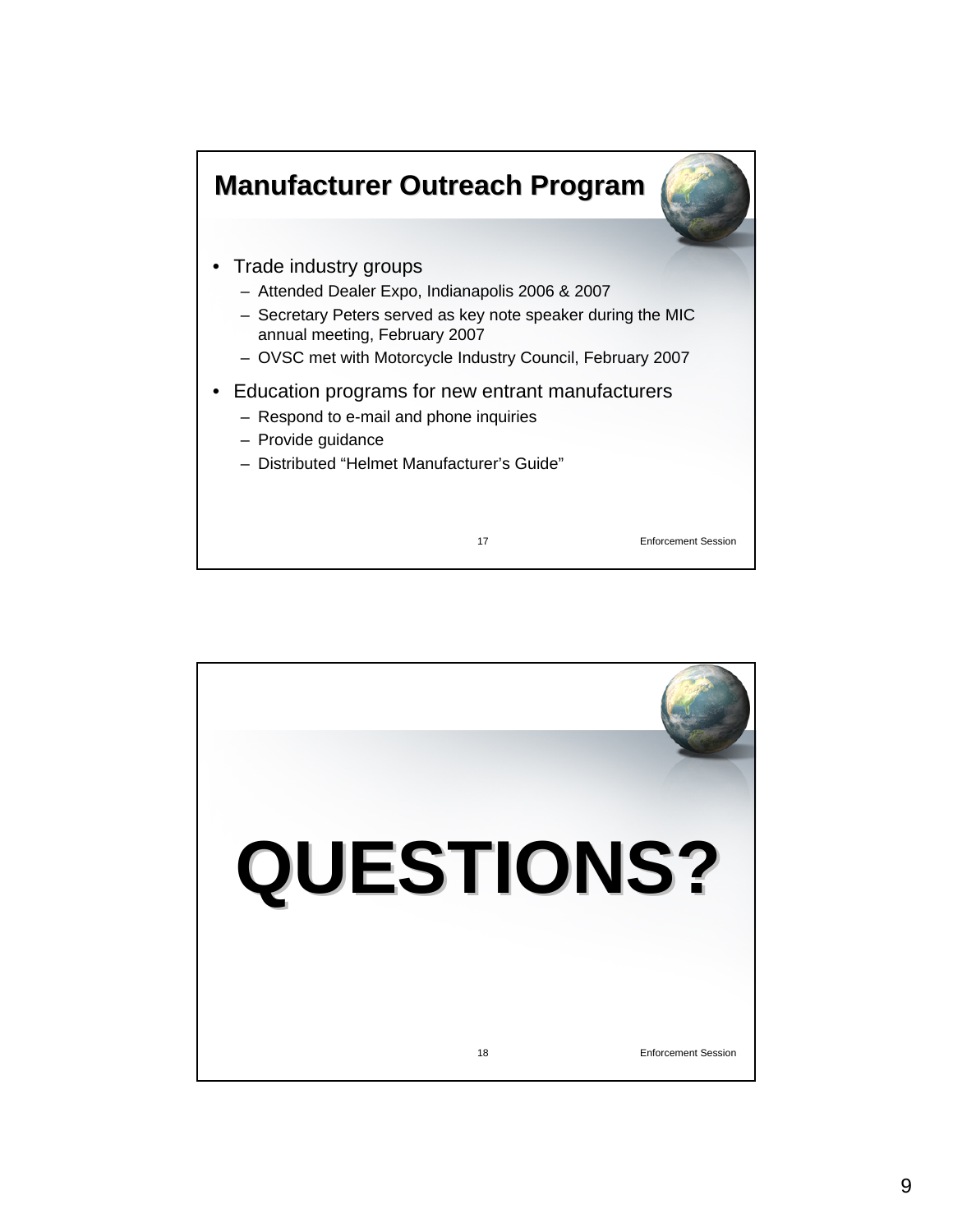## Manufacturer Outreach Program

- Trade industry groups
  - Attended Dealer Expo, Indianapolis 2006 & 2007
  - Secretary Peters served as key note speaker during the MIC annual meeting, February 2007
  - OVSC met with Motorcycle Industry Council, February 2007
- Education programs for new entrant manufacturers
  - Respond to e-mail and phone inquiries
  - Provide guidance
  - Distributed "Helmet Manufacturer's Guide"

# QUESTIONS?